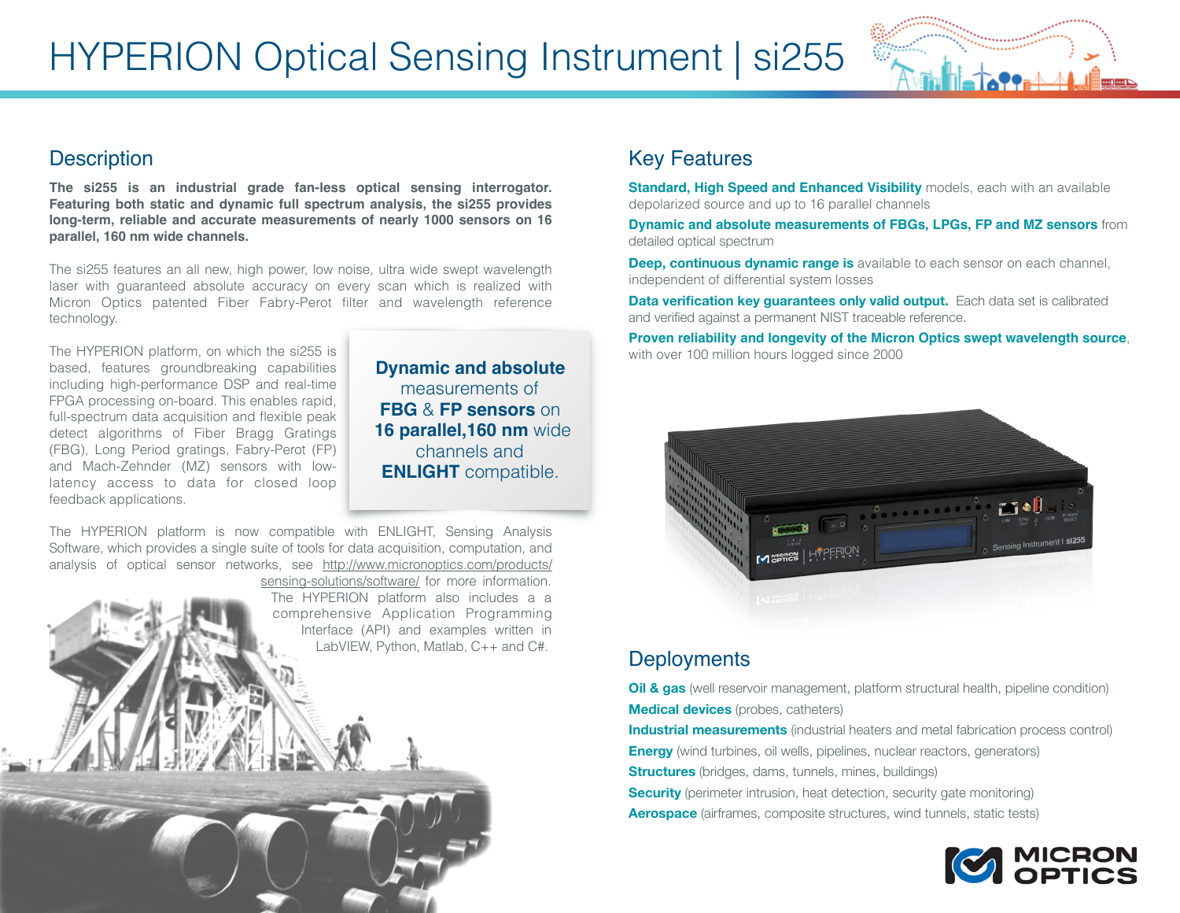# HYPERION Optical Sensing Instrument | si255

## Description

**The si255 is an industrial grade fan-less optical sensing interrogator. Featuring both static and dynamic full spectrum analysis, the si255 provides long-term, reliable and accurate measurements of nearly 1000 sensors on 16 parallel, 160 nm wide channels.**

The si255 features an all new, high power, low noise, ultra wide swept wavelength laser with guaranteed absolute accuracy on every scan which is realized with Micron Optics patented Fiber Fabry-Perot filter and wavelength reference technology.

The HYPERION platform, on which the si255 is based, features groundbreaking capabilities including high-performance DSP and real-time FPGA processing on-board. This enables rapid, full-spectrum data acquisition and flexible peak detect algorithms of Fiber Bragg Gratings (FBG), Long Period gratings, Fabry-Perot (FP) and Mach-Zehnder (MZ) sensors with low-latency access to data for closed loop feedback applications.

**Dynamic and absolute** measurements of **FBG** & **FP sensors** on **16 parallel,160 nm** wide channels and **ENLIGHT** compatible.

The HYPERION platform is now compatible with ENLIGHT, Sensing Analysis Software, which provides a single suite of tools for data acquisition, computation, and analysis of optical sensor networks, see http://www.micronoptics.com/products/sensing-solutions/software/ for more information. The HYPERION platform also includes a a comprehensive Application Programming Interface (API) and examples written in LabVIEW, Python, Matlab, C++ and C#.

## Key Features

**Standard, High Speed and Enhanced Visibility** models, each with an available depolarized source and up to 16 parallel channels

**Dynamic and absolute measurements of FBGs, LPGs, FP and MZ sensors** from detailed optical spectrum

**Deep, continuous dynamic range is** available to each sensor on each channel, independent of differential system losses

**Data verification key guarantees only valid output.** Each data set is calibrated and verified against a permanent NIST traceable reference.

**Proven reliability and longevity of the Micron Optics swept wavelength source**, with over 100 million hours logged since 2000

## Deployments

**Oil & gas** (well reservoir management, platform structural health, pipeline condition)

**Medical devices** (probes, catheters)

**Industrial measurements** (industrial heaters and metal fabrication process control)

**Energy** (wind turbines, oil wells, pipelines, nuclear reactors, generators)

**Structures** (bridges, dams, tunnels, mines, buildings)

**Security** (perimeter intrusion, heat detection, security gate monitoring)

**Aerospace** (airframes, composite structures, wind tunnels, static tests)

MICRON OPTICS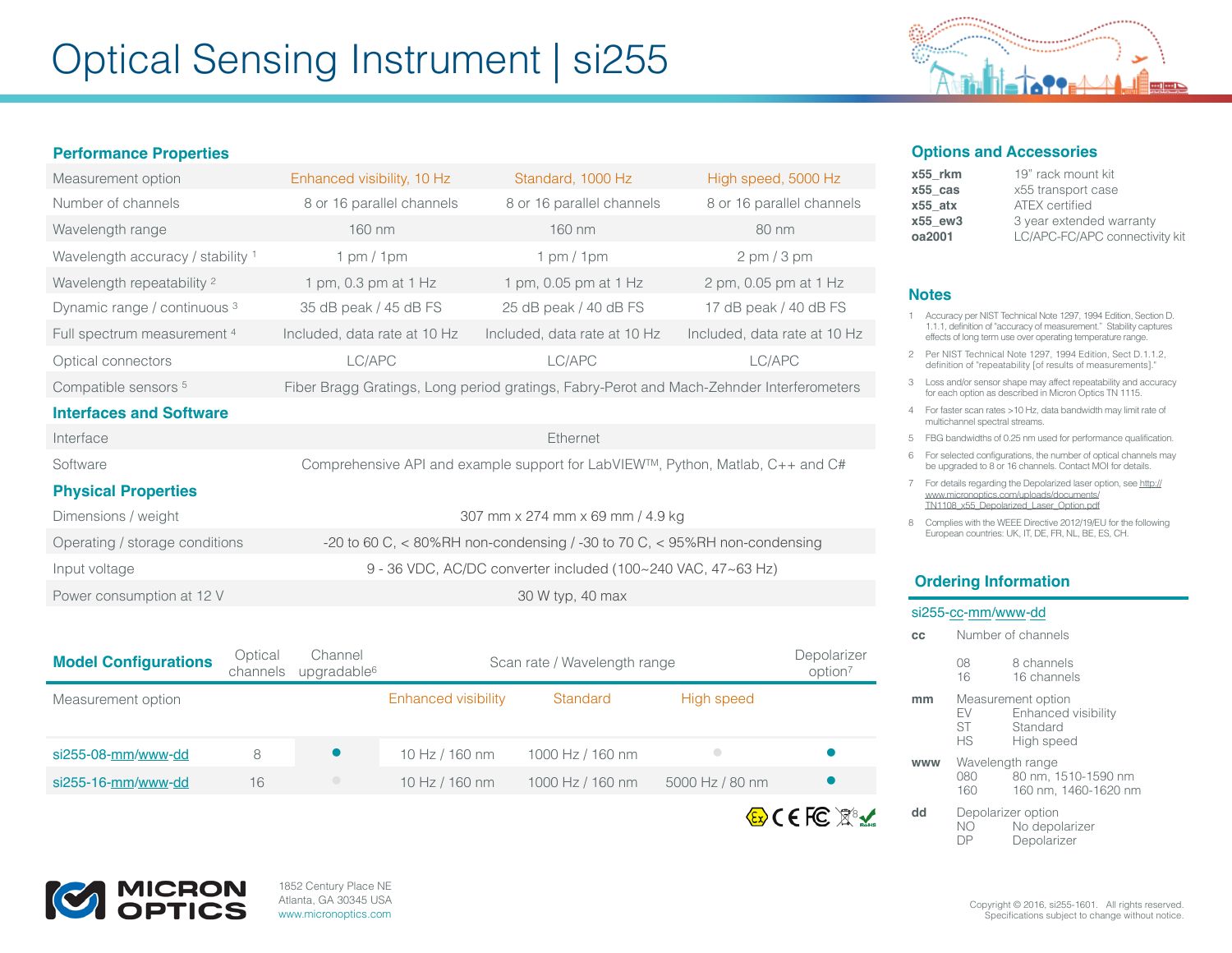# Optical Sensing Instrument | si255

## Performance Properties

| | | | |
|---|---|---|---|
| Measurement option | Enhanced visibility, 10 Hz | Standard, 1000 Hz | High speed, 5000 Hz |
| Number of channels | 8 or 16 parallel channels | 8 or 16 parallel channels | 8 or 16 parallel channels |
| Wavelength range | 160 nm | 160 nm | 80 nm |
| Wavelength accuracy / stability [1] | 1 pm / 1pm | 1 pm / 1pm | 2 pm / 3 pm |
| Wavelength repeatability [2] | 1 pm, 0.3 pm at 1 Hz | 1 pm, 0.05 pm at 1 Hz | 2 pm, 0.05 pm at 1 Hz |
| Dynamic range / continuous [3] | 35 dB peak / 45 dB FS | 25 dB peak / 40 dB FS | 17 dB peak / 40 dB FS |
| Full spectrum measurement [4] | Included, data rate at 10 Hz | Included, data rate at 10 Hz | Included, data rate at 10 Hz |
| Optical connectors | LC/APC | LC/APC | LC/APC |
| Compatible sensors [5] | Fiber Bragg Gratings, Long period gratings, Fabry-Perot and Mach-Zehnder Interferometers | | |

## Interfaces and Software

| | |
|---|---|
| Interface | Ethernet |
| Software | Comprehensive API and example support for LabVIEW™, Python, Matlab, C++ and C# |

## Physical Properties

| | |
|---|---|
| Dimensions / weight | 307 mm x 274 mm x 69 mm / 4.9 kg |
| Operating / storage conditions | -20 to 60 C, < 80%RH non-condensing / -30 to 70 C, < 95%RH non-condensing |
| Input voltage | 9 - 36 VDC, AC/DC converter included (100~240 VAC, 47~63 Hz) |
| Power consumption at 12 V | 30 W typ, 40 max |

## Model Configurations

| Model Configurations | Optical channels | Channel upgradable[6] | Scan rate / Wavelength range | | | Depolarizer option[7] |
|---|---|---|---|---|---|---|
| Measurement option | | | Enhanced visibility | Standard | High speed | |
| si255-08-mm/www-dd | 8 | ● | 10 Hz / 160 nm | 1000 Hz / 160 nm | ○ | ● |
| si255-16-mm/www-dd | 16 | ○ | 10 Hz / 160 nm | 1000 Hz / 160 nm | 5000 Hz / 80 nm | ● |

## Options and Accessories

| | |
|---|---|
| **x55_rkm** | 19" rack mount kit |
| **x55_cas** | x55 transport case |
| **x55_atx** | ATEX certified |
| **x55_ew3** | 3 year extended warranty |
| **oa2001** | LC/APC-FC/APC connectivity kit |

## Notes

1. Accuracy per NIST Technical Note 1297, 1994 Edition, Section D.1.1.1, definition of "accuracy of measurement." Stability captures effects of long term use over operating temperature range.
2. Per NIST Technical Note 1297, 1994 Edition, Sect D.1.1.2, definition of "repeatability [of results of measurements]."
3. Loss and/or sensor shape may affect repeatability and accuracy for each option as described in Micron Optics TN 1115.
4. For faster scan rates >10 Hz, data bandwidth may limit rate of multichannel spectral streams.
5. FBG bandwidths of 0.25 nm used for performance qualification.
6. For selected configurations, the number of optical channels may be upgraded to 8 or 16 channels. Contact MOI for details.
7. For details regarding the Depolarized laser option, see http://www.micronoptics.com/uploads/documents/TN1108_x55_Depolarized_Laser_Option.pdf
8. Complies with the WEEE Directive 2012/19/EU for the following European countries: UK, IT, DE, FR, NL, BE, ES, CH.

## Ordering Information

si255-cc-mm/www-dd

**cc** Number of channels
- 08 — 8 channels
- 16 — 16 channels

**mm** Measurement option
- EV — Enhanced visibility
- ST — Standard
- HS — High speed

**www** Wavelength range
- 080 — 80 nm, 1510-1590 nm
- 160 — 160 nm, 1460-1620 nm

**dd** Depolarizer option
- NO — No depolarizer
- DP — Depolarizer

8

MICRON OPTICS

1852 Century Place NE
Atlanta, GA 30345 USA
www.micronoptics.com

Copyright © 2016, si255-1601. All rights reserved.
Specifications subject to change without notice.